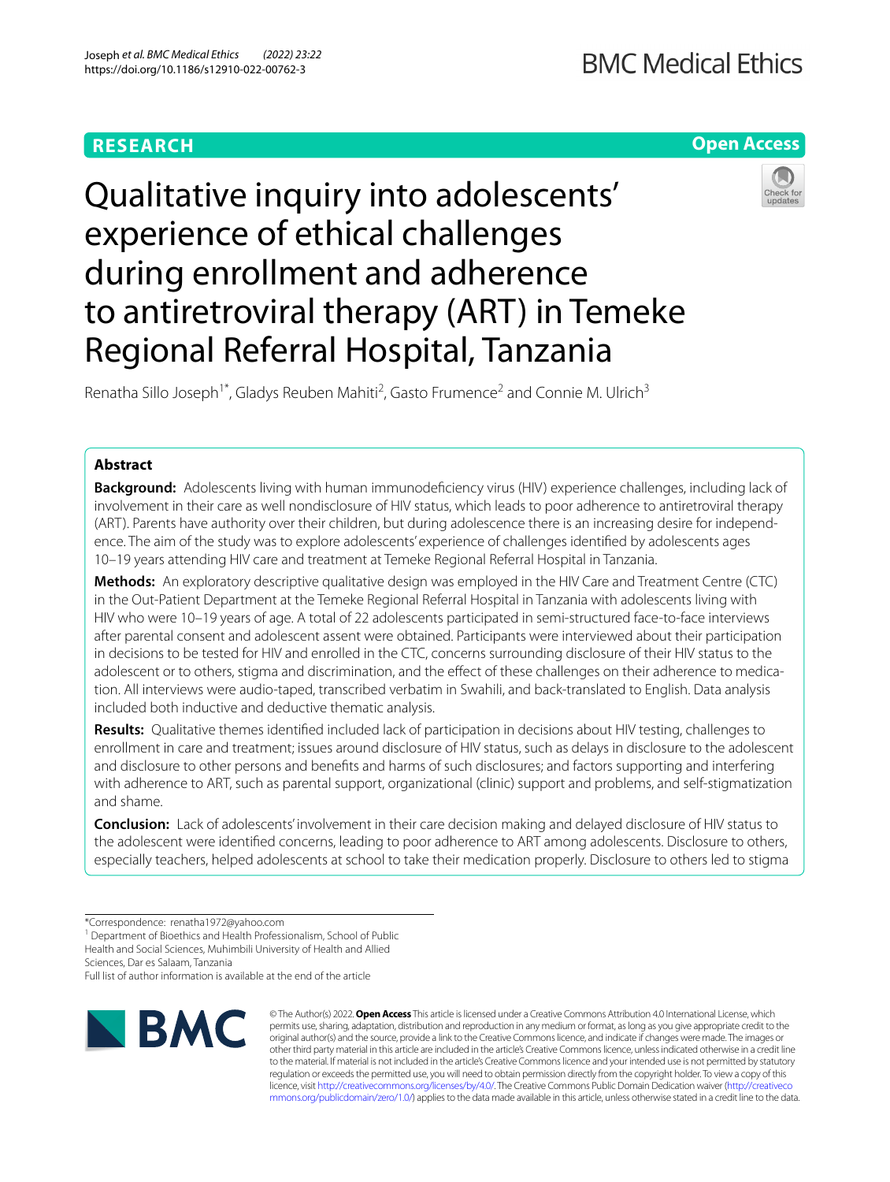**RESEARCH**

**Open Access**

# Qualitative inquiry into adolescents' experience of ethical challenges during enrollment and adherence to antiretroviral therapy (ART) in Temeke Regional Referral Hospital, Tanzania

Renatha Sillo Joseph[1*], Gladys Reuben Mahiti[2], Gasto Frumence[2] and Connie M. Ulrich[3]

## Abstract

**Background:** Adolescents living with human immunodeficiency virus (HIV) experience challenges, including lack of involvement in their care as well nondisclosure of HIV status, which leads to poor adherence to antiretroviral therapy (ART). Parents have authority over their children, but during adolescence there is an increasing desire for independence. The aim of the study was to explore adolescents' experience of challenges identified by adolescents ages 10–19 years attending HIV care and treatment at Temeke Regional Referral Hospital in Tanzania.

**Methods:** An exploratory descriptive qualitative design was employed in the HIV Care and Treatment Centre (CTC) in the Out-Patient Department at the Temeke Regional Referral Hospital in Tanzania with adolescents living with HIV who were 10–19 years of age. A total of 22 adolescents participated in semi-structured face-to-face interviews after parental consent and adolescent assent were obtained. Participants were interviewed about their participation in decisions to be tested for HIV and enrolled in the CTC, concerns surrounding disclosure of their HIV status to the adolescent or to others, stigma and discrimination, and the effect of these challenges on their adherence to medication. All interviews were audio-taped, transcribed verbatim in Swahili, and back-translated to English. Data analysis included both inductive and deductive thematic analysis.

**Results:** Qualitative themes identified included lack of participation in decisions about HIV testing, challenges to enrollment in care and treatment; issues around disclosure of HIV status, such as delays in disclosure to the adolescent and disclosure to other persons and benefits and harms of such disclosures; and factors supporting and interfering with adherence to ART, such as parental support, organizational (clinic) support and problems, and self-stigmatization and shame.

**Conclusion:** Lack of adolescents' involvement in their care decision making and delayed disclosure of HIV status to the adolescent were identified concerns, leading to poor adherence to ART among adolescents. Disclosure to others, especially teachers, helped adolescents at school to take their medication properly. Disclosure to others led to stigma

*Correspondence: renatha1972@yahoo.com

[1] Department of Bioethics and Health Professionalism, School of Public Health and Social Sciences, Muhimbili University of Health and Allied Sciences, Dar es Salaam, Tanzania

Full list of author information is available at the end of the article

© The Author(s) 2022. **Open Access** This article is licensed under a Creative Commons Attribution 4.0 International License, which permits use, sharing, adaptation, distribution and reproduction in any medium or format, as long as you give appropriate credit to the original author(s) and the source, provide a link to the Creative Commons licence, and indicate if changes were made. The images or other third party material in this article are included in the article's Creative Commons licence, unless indicated otherwise in a credit line to the material. If material is not included in the article's Creative Commons licence and your intended use is not permitted by statutory regulation or exceeds the permitted use, you will need to obtain permission directly from the copyright holder. To view a copy of this licence, visit http://creativecommons.org/licenses/by/4.0/. The Creative Commons Public Domain Dedication waiver (http://creativecommons.org/publicdomain/zero/1.0/) applies to the data made available in this article, unless otherwise stated in a credit line to the data.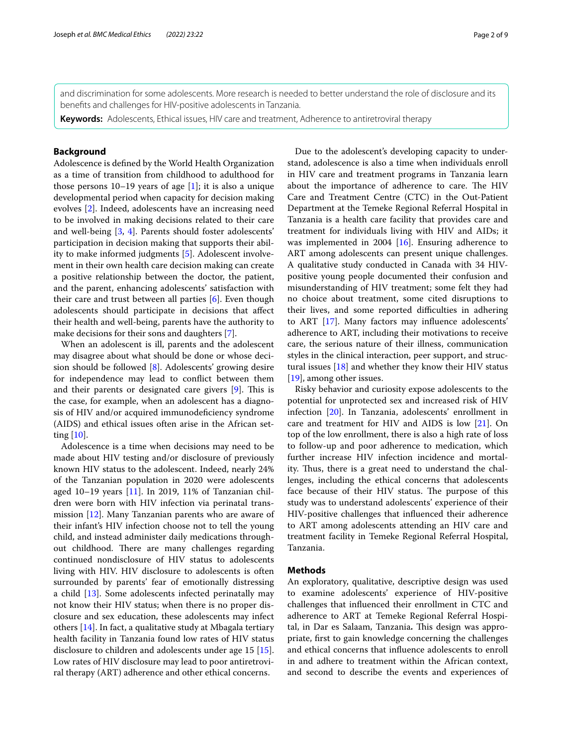and discrimination for some adolescents. More research is needed to better understand the role of disclosure and its benefits and challenges for HIV-positive adolescents in Tanzania.

**Keywords:** Adolescents, Ethical issues, HIV care and treatment, Adherence to antiretroviral therapy

## Background

Adolescence is defined by the World Health Organization as a time of transition from childhood to adulthood for those persons 10–19 years of age [1]; it is also a unique developmental period when capacity for decision making evolves [2]. Indeed, adolescents have an increasing need to be involved in making decisions related to their care and well-being [3, 4]. Parents should foster adolescents' participation in decision making that supports their ability to make informed judgments [5]. Adolescent involvement in their own health care decision making can create a positive relationship between the doctor, the patient, and the parent, enhancing adolescents' satisfaction with their care and trust between all parties [6]. Even though adolescents should participate in decisions that affect their health and well-being, parents have the authority to make decisions for their sons and daughters [7].

When an adolescent is ill, parents and the adolescent may disagree about what should be done or whose decision should be followed [8]. Adolescents' growing desire for independence may lead to conflict between them and their parents or designated care givers [9]. This is the case, for example, when an adolescent has a diagnosis of HIV and/or acquired immunodeficiency syndrome (AIDS) and ethical issues often arise in the African setting [10].

Adolescence is a time when decisions may need to be made about HIV testing and/or disclosure of previously known HIV status to the adolescent. Indeed, nearly 24% of the Tanzanian population in 2020 were adolescents aged 10–19 years [11]. In 2019, 11% of Tanzanian children were born with HIV infection via perinatal transmission [12]. Many Tanzanian parents who are aware of their infant's HIV infection choose not to tell the young child, and instead administer daily medications throughout childhood. There are many challenges regarding continued nondisclosure of HIV status to adolescents living with HIV. HIV disclosure to adolescents is often surrounded by parents' fear of emotionally distressing a child [13]. Some adolescents infected perinatally may not know their HIV status; when there is no proper disclosure and sex education, these adolescents may infect others [14]. In fact, a qualitative study at Mbagala tertiary health facility in Tanzania found low rates of HIV status disclosure to children and adolescents under age 15 [15]. Low rates of HIV disclosure may lead to poor antiretroviral therapy (ART) adherence and other ethical concerns.

Due to the adolescent's developing capacity to understand, adolescence is also a time when individuals enroll in HIV care and treatment programs in Tanzania learn about the importance of adherence to care. The HIV Care and Treatment Centre (CTC) in the Out-Patient Department at the Temeke Regional Referral Hospital in Tanzania is a health care facility that provides care and treatment for individuals living with HIV and AIDs; it was implemented in 2004 [16]. Ensuring adherence to ART among adolescents can present unique challenges. A qualitative study conducted in Canada with 34 HIV-positive young people documented their confusion and misunderstanding of HIV treatment; some felt they had no choice about treatment, some cited disruptions to their lives, and some reported difficulties in adhering to ART [17]. Many factors may influence adolescents' adherence to ART, including their motivations to receive care, the serious nature of their illness, communication styles in the clinical interaction, peer support, and structural issues [18] and whether they know their HIV status [19], among other issues.

Risky behavior and curiosity expose adolescents to the potential for unprotected sex and increased risk of HIV infection [20]. In Tanzania, adolescents' enrollment in care and treatment for HIV and AIDS is low [21]. On top of the low enrollment, there is also a high rate of loss to follow-up and poor adherence to medication, which further increase HIV infection incidence and mortality. Thus, there is a great need to understand the challenges, including the ethical concerns that adolescents face because of their HIV status. The purpose of this study was to understand adolescents' experience of their HIV-positive challenges that influenced their adherence to ART among adolescents attending an HIV care and treatment facility in Temeke Regional Referral Hospital, Tanzania.

## Methods

An exploratory, qualitative, descriptive design was used to examine adolescents' experience of HIV-positive challenges that influenced their enrollment in CTC and adherence to ART at Temeke Regional Referral Hospital, in Dar es Salaam, Tanzania**.** This design was appropriate, first to gain knowledge concerning the challenges and ethical concerns that influence adolescents to enroll in and adhere to treatment within the African context, and second to describe the events and experiences of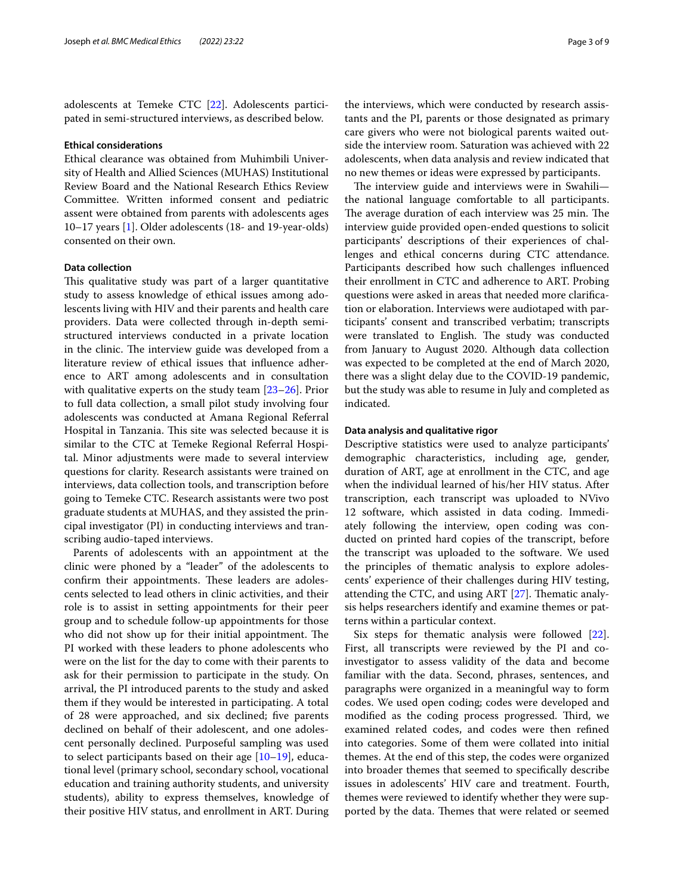adolescents at Temeke CTC [22]. Adolescents participated in semi-structured interviews, as described below.

### Ethical considerations

Ethical clearance was obtained from Muhimbili University of Health and Allied Sciences (MUHAS) Institutional Review Board and the National Research Ethics Review Committee. Written informed consent and pediatric assent were obtained from parents with adolescents ages 10–17 years [1]. Older adolescents (18- and 19-year-olds) consented on their own.

### Data collection

This qualitative study was part of a larger quantitative study to assess knowledge of ethical issues among adolescents living with HIV and their parents and health care providers. Data were collected through in-depth semi-structured interviews conducted in a private location in the clinic. The interview guide was developed from a literature review of ethical issues that influence adherence to ART among adolescents and in consultation with qualitative experts on the study team [23–26]. Prior to full data collection, a small pilot study involving four adolescents was conducted at Amana Regional Referral Hospital in Tanzania. This site was selected because it is similar to the CTC at Temeke Regional Referral Hospital. Minor adjustments were made to several interview questions for clarity. Research assistants were trained on interviews, data collection tools, and transcription before going to Temeke CTC. Research assistants were two post graduate students at MUHAS, and they assisted the principal investigator (PI) in conducting interviews and transcribing audio-taped interviews.

Parents of adolescents with an appointment at the clinic were phoned by a "leader" of the adolescents to confirm their appointments. These leaders are adolescents selected to lead others in clinic activities, and their role is to assist in setting appointments for their peer group and to schedule follow-up appointments for those who did not show up for their initial appointment. The PI worked with these leaders to phone adolescents who were on the list for the day to come with their parents to ask for their permission to participate in the study. On arrival, the PI introduced parents to the study and asked them if they would be interested in participating. A total of 28 were approached, and six declined; five parents declined on behalf of their adolescent, and one adolescent personally declined. Purposeful sampling was used to select participants based on their age [10–19], educational level (primary school, secondary school, vocational education and training authority students, and university students), ability to express themselves, knowledge of their positive HIV status, and enrollment in ART. During the interviews, which were conducted by research assistants and the PI, parents or those designated as primary care givers who were not biological parents waited outside the interview room. Saturation was achieved with 22 adolescents, when data analysis and review indicated that no new themes or ideas were expressed by participants.

The interview guide and interviews were in Swahili—the national language comfortable to all participants. The average duration of each interview was 25 min. The interview guide provided open-ended questions to solicit participants' descriptions of their experiences of challenges and ethical concerns during CTC attendance. Participants described how such challenges influenced their enrollment in CTC and adherence to ART. Probing questions were asked in areas that needed more clarification or elaboration. Interviews were audiotaped with participants' consent and transcribed verbatim; transcripts were translated to English. The study was conducted from January to August 2020. Although data collection was expected to be completed at the end of March 2020, there was a slight delay due to the COVID-19 pandemic, but the study was able to resume in July and completed as indicated.

### Data analysis and qualitative rigor

Descriptive statistics were used to analyze participants' demographic characteristics, including age, gender, duration of ART, age at enrollment in the CTC, and age when the individual learned of his/her HIV status. After transcription, each transcript was uploaded to NVivo 12 software, which assisted in data coding. Immediately following the interview, open coding was conducted on printed hard copies of the transcript, before the transcript was uploaded to the software. We used the principles of thematic analysis to explore adolescents' experience of their challenges during HIV testing, attending the CTC, and using ART [27]. Thematic analysis helps researchers identify and examine themes or patterns within a particular context.

Six steps for thematic analysis were followed [22]. First, all transcripts were reviewed by the PI and co-investigator to assess validity of the data and become familiar with the data. Second, phrases, sentences, and paragraphs were organized in a meaningful way to form codes. We used open coding; codes were developed and modified as the coding process progressed. Third, we examined related codes, and codes were then refined into categories. Some of them were collated into initial themes. At the end of this step, the codes were organized into broader themes that seemed to specifically describe issues in adolescents' HIV care and treatment. Fourth, themes were reviewed to identify whether they were supported by the data. Themes that were related or seemed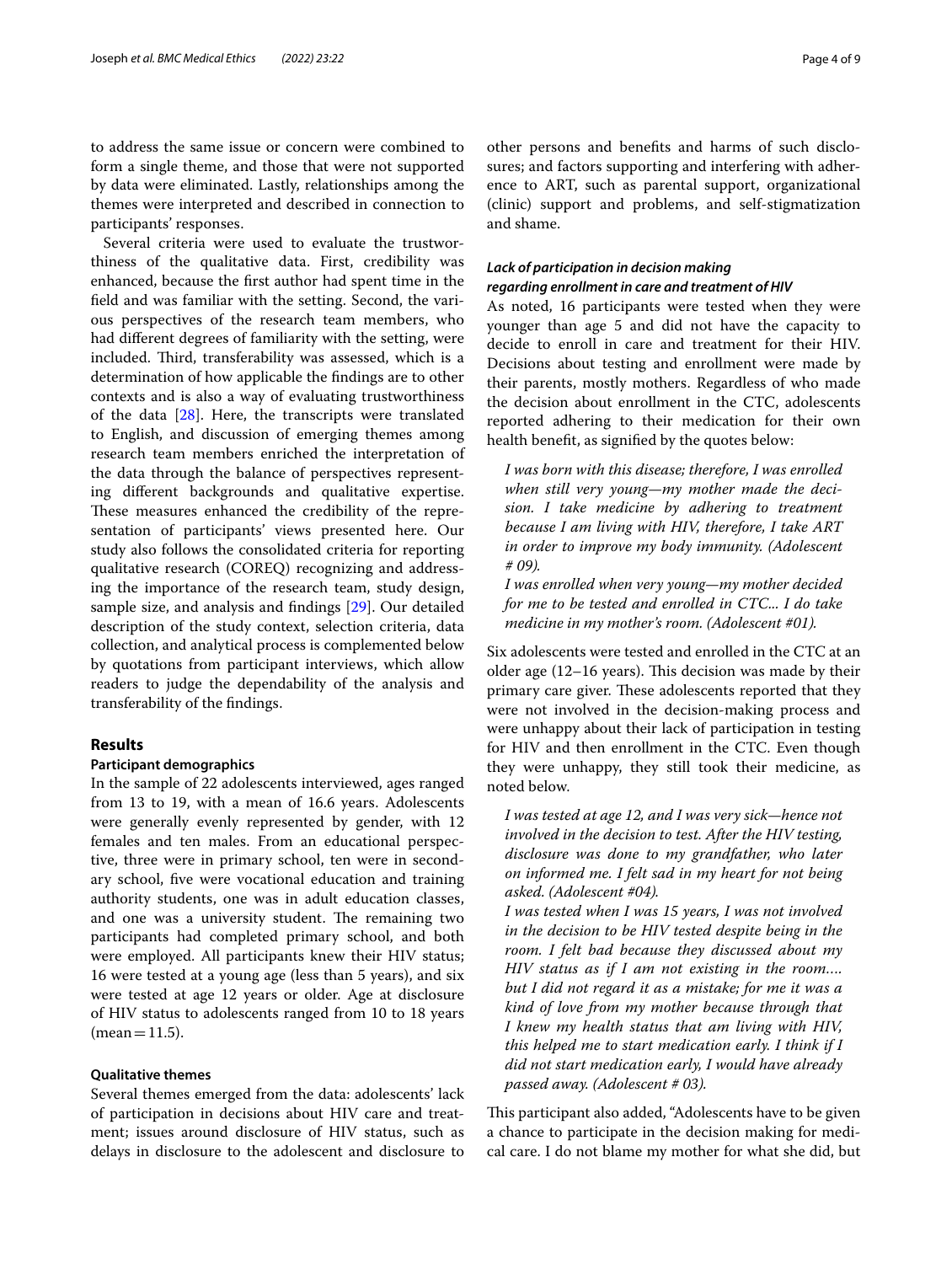to address the same issue or concern were combined to form a single theme, and those that were not supported by data were eliminated. Lastly, relationships among the themes were interpreted and described in connection to participants' responses.

Several criteria were used to evaluate the trustworthiness of the qualitative data. First, credibility was enhanced, because the first author had spent time in the field and was familiar with the setting. Second, the various perspectives of the research team members, who had different degrees of familiarity with the setting, were included. Third, transferability was assessed, which is a determination of how applicable the findings are to other contexts and is also a way of evaluating trustworthiness of the data [28]. Here, the transcripts were translated to English, and discussion of emerging themes among research team members enriched the interpretation of the data through the balance of perspectives representing different backgrounds and qualitative expertise. These measures enhanced the credibility of the representation of participants' views presented here. Our study also follows the consolidated criteria for reporting qualitative research (COREQ) recognizing and addressing the importance of the research team, study design, sample size, and analysis and findings [29]. Our detailed description of the study context, selection criteria, data collection, and analytical process is complemented below by quotations from participant interviews, which allow readers to judge the dependability of the analysis and transferability of the findings.

## Results

### Participant demographics

In the sample of 22 adolescents interviewed, ages ranged from 13 to 19, with a mean of 16.6 years. Adolescents were generally evenly represented by gender, with 12 females and ten males. From an educational perspective, three were in primary school, ten were in secondary school, five were vocational education and training authority students, one was in adult education classes, and one was a university student. The remaining two participants had completed primary school, and both were employed. All participants knew their HIV status; 16 were tested at a young age (less than 5 years), and six were tested at age 12 years or older. Age at disclosure of HIV status to adolescents ranged from 10 to 18 years (mean = 11.5).

### Qualitative themes

Several themes emerged from the data: adolescents' lack of participation in decisions about HIV care and treatment; issues around disclosure of HIV status, such as delays in disclosure to the adolescent and disclosure to other persons and benefits and harms of such disclosures; and factors supporting and interfering with adherence to ART, such as parental support, organizational (clinic) support and problems, and self-stigmatization and shame.

#### *Lack of participation in decision making regarding enrollment in care and treatment of HIV*

As noted, 16 participants were tested when they were younger than age 5 and did not have the capacity to decide to enroll in care and treatment for their HIV. Decisions about testing and enrollment were made by their parents, mostly mothers. Regardless of who made the decision about enrollment in the CTC, adolescents reported adhering to their medication for their own health benefit, as signified by the quotes below:

> *I was born with this disease; therefore, I was enrolled when still very young—my mother made the decision. I take medicine by adhering to treatment because I am living with HIV, therefore, I take ART in order to improve my body immunity. (Adolescent # 09).*
>
> *I was enrolled when very young—my mother decided for me to be tested and enrolled in CTC... I do take medicine in my mother's room. (Adolescent #01).*

Six adolescents were tested and enrolled in the CTC at an older age (12–16 years). This decision was made by their primary care giver. These adolescents reported that they were not involved in the decision-making process and were unhappy about their lack of participation in testing for HIV and then enrollment in the CTC. Even though they were unhappy, they still took their medicine, as noted below.

> *I was tested at age 12, and I was very sick—hence not involved in the decision to test. After the HIV testing, disclosure was done to my grandfather, who later on informed me. I felt sad in my heart for not being asked. (Adolescent #04).*
>
> *I was tested when I was 15 years, I was not involved in the decision to be HIV tested despite being in the room. I felt bad because they discussed about my HIV status as if I am not existing in the room.... but I did not regard it as a mistake; for me it was a kind of love from my mother because through that I knew my health status that am living with HIV, this helped me to start medication early. I think if I did not start medication early, I would have already passed away. (Adolescent # 03).*

This participant also added, "Adolescents have to be given a chance to participate in the decision making for medical care. I do not blame my mother for what she did, but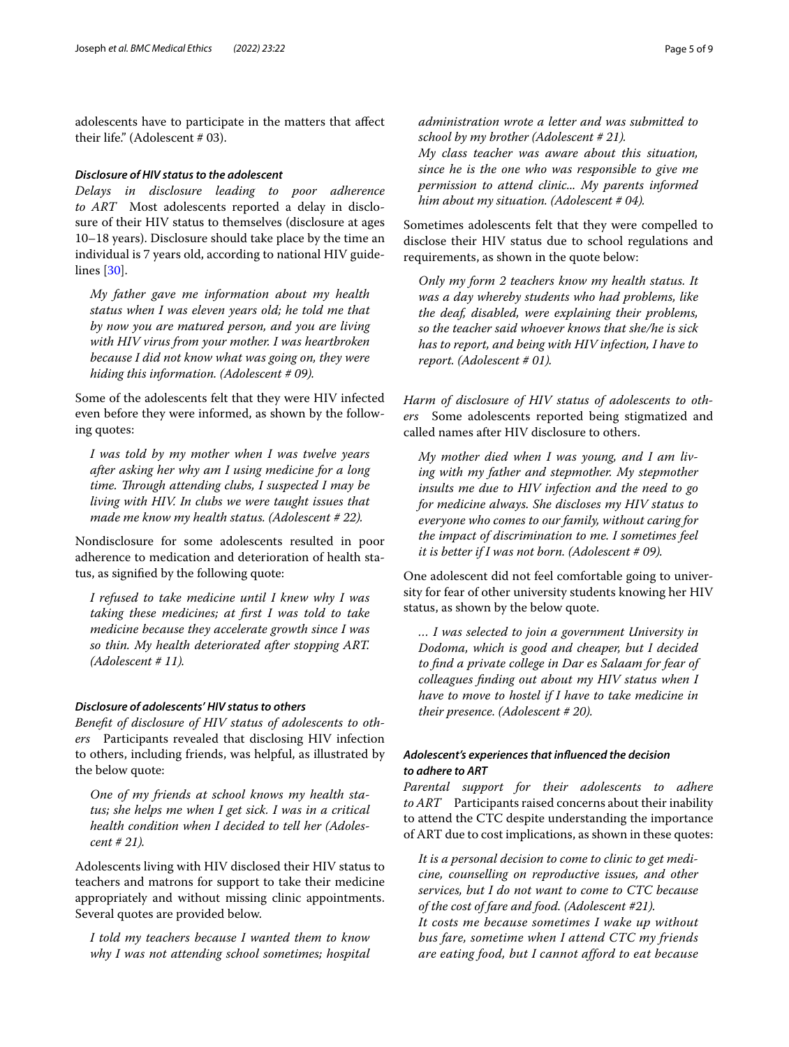adolescents have to participate in the matters that affect their life." (Adolescent # 03).

### *Disclosure of HIV status to the adolescent*

*Delays in disclosure leading to poor adherence to ART* Most adolescents reported a delay in disclosure of their HIV status to themselves (disclosure at ages 10–18 years). Disclosure should take place by the time an individual is 7 years old, according to national HIV guidelines [30].

> *My father gave me information about my health status when I was eleven years old; he told me that by now you are matured person, and you are living with HIV virus from your mother. I was heartbroken because I did not know what was going on, they were hiding this information. (Adolescent # 09).*

Some of the adolescents felt that they were HIV infected even before they were informed, as shown by the following quotes:

> *I was told by my mother when I was twelve years after asking her why am I using medicine for a long time. Through attending clubs, I suspected I may be living with HIV. In clubs we were taught issues that made me know my health status. (Adolescent # 22).*

Nondisclosure for some adolescents resulted in poor adherence to medication and deterioration of health status, as signified by the following quote:

> *I refused to take medicine until I knew why I was taking these medicines; at first I was told to take medicine because they accelerate growth since I was so thin. My health deteriorated after stopping ART. (Adolescent # 11).*

### *Disclosure of adolescents' HIV status to others*

*Benefit of disclosure of HIV status of adolescents to others* Participants revealed that disclosing HIV infection to others, including friends, was helpful, as illustrated by the below quote:

> *One of my friends at school knows my health status; she helps me when I get sick. I was in a critical health condition when I decided to tell her (Adolescent # 21).*

Adolescents living with HIV disclosed their HIV status to teachers and matrons for support to take their medicine appropriately and without missing clinic appointments. Several quotes are provided below.

> *I told my teachers because I wanted them to know why I was not attending school sometimes; hospital administration wrote a letter and was submitted to school by my brother (Adolescent # 21).*
> *My class teacher was aware about this situation, since he is the one who was responsible to give me permission to attend clinic... My parents informed him about my situation. (Adolescent # 04).*

Sometimes adolescents felt that they were compelled to disclose their HIV status due to school regulations and requirements, as shown in the quote below:

> *Only my form 2 teachers know my health status. It was a day whereby students who had problems, like the deaf, disabled, were explaining their problems, so the teacher said whoever knows that she/he is sick has to report, and being with HIV infection, I have to report. (Adolescent # 01).*

*Harm of disclosure of HIV status of adolescents to others* Some adolescents reported being stigmatized and called names after HIV disclosure to others.

> *My mother died when I was young, and I am living with my father and stepmother. My stepmother insults me due to HIV infection and the need to go for medicine always. She discloses my HIV status to everyone who comes to our family, without caring for the impact of discrimination to me. I sometimes feel it is better if I was not born. (Adolescent # 09).*

One adolescent did not feel comfortable going to university for fear of other university students knowing her HIV status, as shown by the below quote.

> *… I was selected to join a government University in Dodoma, which is good and cheaper, but I decided to find a private college in Dar es Salaam for fear of colleagues finding out about my HIV status when I have to move to hostel if I have to take medicine in their presence. (Adolescent # 20).*

### *Adolescent's experiences that influenced the decision to adhere to ART*

*Parental support for their adolescents to adhere to ART* Participants raised concerns about their inability to attend the CTC despite understanding the importance of ART due to cost implications, as shown in these quotes:

> *It is a personal decision to come to clinic to get medicine, counselling on reproductive issues, and other services, but I do not want to come to CTC because of the cost of fare and food. (Adolescent #21).*
> *It costs me because sometimes I wake up without bus fare, sometime when I attend CTC my friends are eating food, but I cannot afford to eat because*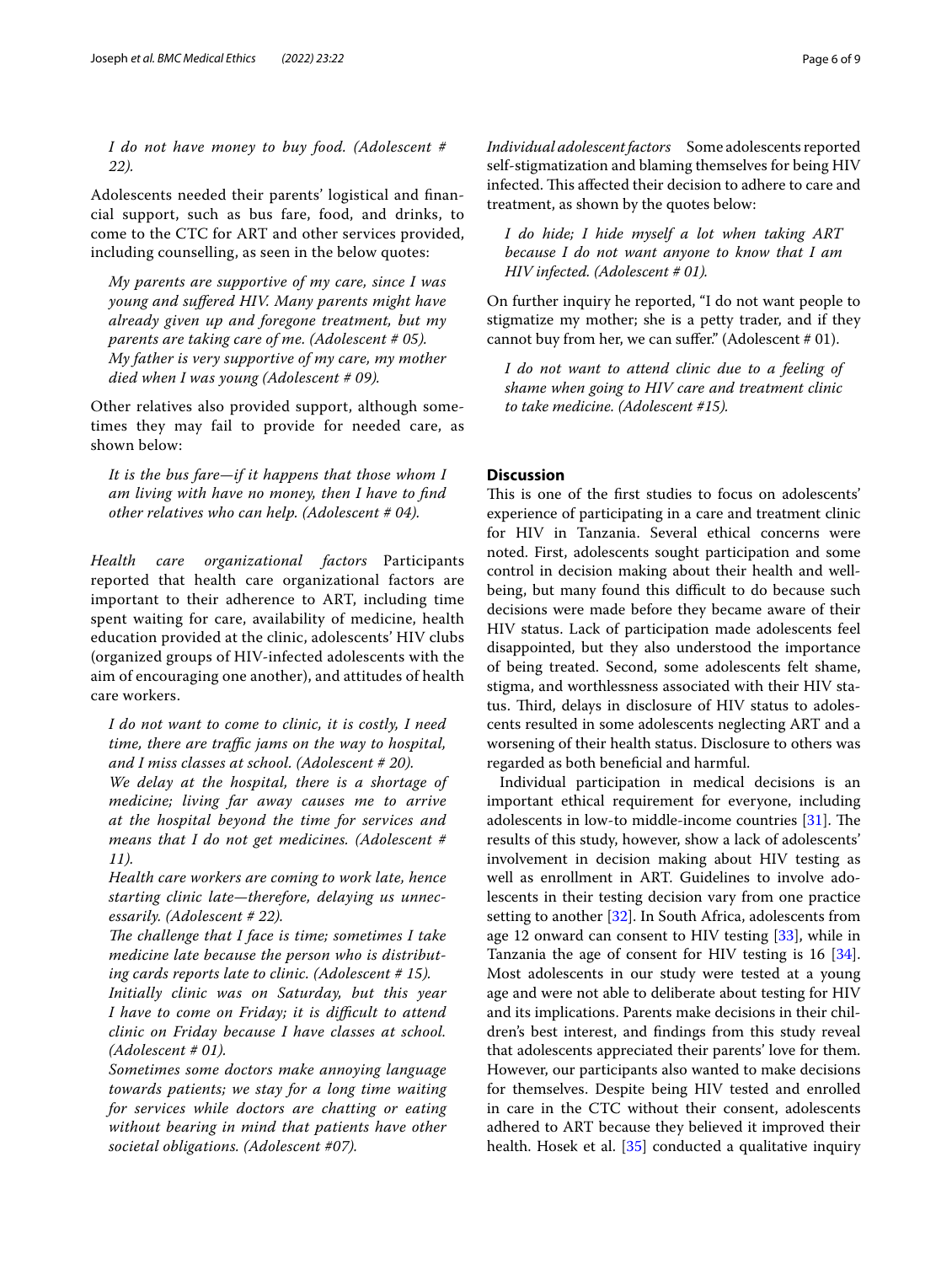*I do not have money to buy food. (Adolescent # 22).*

Adolescents needed their parents' logistical and financial support, such as bus fare, food, and drinks, to come to the CTC for ART and other services provided, including counselling, as seen in the below quotes:

> *My parents are supportive of my care, since I was young and suffered HIV. Many parents might have already given up and foregone treatment, but my parents are taking care of me. (Adolescent # 05).*
>
> *My father is very supportive of my care, my mother died when I was young (Adolescent # 09).*

Other relatives also provided support, although sometimes they may fail to provide for needed care, as shown below:

> *It is the bus fare—if it happens that those whom I am living with have no money, then I have to find other relatives who can help. (Adolescent # 04).*

*Health care organizational factors* Participants reported that health care organizational factors are important to their adherence to ART, including time spent waiting for care, availability of medicine, health education provided at the clinic, adolescents' HIV clubs (organized groups of HIV-infected adolescents with the aim of encouraging one another), and attitudes of health care workers.

> *I do not want to come to clinic, it is costly, I need time, there are traffic jams on the way to hospital, and I miss classes at school. (Adolescent # 20).*
>
> *We delay at the hospital, there is a shortage of medicine; living far away causes me to arrive at the hospital beyond the time for services and means that I do not get medicines. (Adolescent # 11).*
>
> *Health care workers are coming to work late, hence starting clinic late—therefore, delaying us unnecessarily. (Adolescent # 22).*
>
> *The challenge that I face is time; sometimes I take medicine late because the person who is distributing cards reports late to clinic. (Adolescent # 15).*
>
> *Initially clinic was on Saturday, but this year I have to come on Friday; it is difficult to attend clinic on Friday because I have classes at school. (Adolescent # 01).*
>
> *Sometimes some doctors make annoying language towards patients; we stay for a long time waiting for services while doctors are chatting or eating without bearing in mind that patients have other societal obligations. (Adolescent #07).*

*Individual adolescent factors* Some adolescents reported self-stigmatization and blaming themselves for being HIV infected. This affected their decision to adhere to care and treatment, as shown by the quotes below:

> *I do hide; I hide myself a lot when taking ART because I do not want anyone to know that I am HIV infected. (Adolescent # 01).*

On further inquiry he reported, "I do not want people to stigmatize my mother; she is a petty trader, and if they cannot buy from her, we can suffer." (Adolescent # 01).

> *I do not want to attend clinic due to a feeling of shame when going to HIV care and treatment clinic to take medicine. (Adolescent #15).*

## Discussion

This is one of the first studies to focus on adolescents' experience of participating in a care and treatment clinic for HIV in Tanzania. Several ethical concerns were noted. First, adolescents sought participation and some control in decision making about their health and wellbeing, but many found this difficult to do because such decisions were made before they became aware of their HIV status. Lack of participation made adolescents feel disappointed, but they also understood the importance of being treated. Second, some adolescents felt shame, stigma, and worthlessness associated with their HIV status. Third, delays in disclosure of HIV status to adolescents resulted in some adolescents neglecting ART and a worsening of their health status. Disclosure to others was regarded as both beneficial and harmful.

Individual participation in medical decisions is an important ethical requirement for everyone, including adolescents in low-to middle-income countries [31]. The results of this study, however, show a lack of adolescents' involvement in decision making about HIV testing as well as enrollment in ART. Guidelines to involve adolescents in their testing decision vary from one practice setting to another [32]. In South Africa, adolescents from age 12 onward can consent to HIV testing [33], while in Tanzania the age of consent for HIV testing is 16 [34]. Most adolescents in our study were tested at a young age and were not able to deliberate about testing for HIV and its implications. Parents make decisions in their children's best interest, and findings from this study reveal that adolescents appreciated their parents' love for them. However, our participants also wanted to make decisions for themselves. Despite being HIV tested and enrolled in care in the CTC without their consent, adolescents adhered to ART because they believed it improved their health. Hosek et al. [35] conducted a qualitative inquiry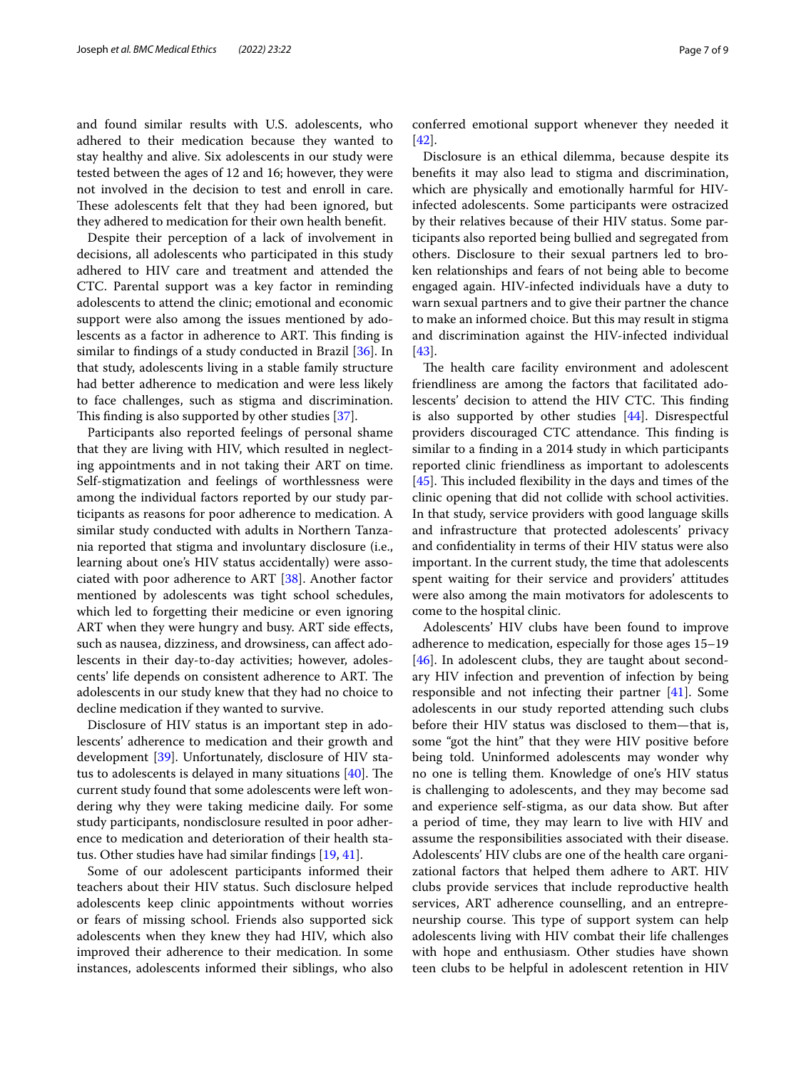and found similar results with U.S. adolescents, who adhered to their medication because they wanted to stay healthy and alive. Six adolescents in our study were tested between the ages of 12 and 16; however, they were not involved in the decision to test and enroll in care. These adolescents felt that they had been ignored, but they adhered to medication for their own health benefit.

Despite their perception of a lack of involvement in decisions, all adolescents who participated in this study adhered to HIV care and treatment and attended the CTC. Parental support was a key factor in reminding adolescents to attend the clinic; emotional and economic support were also among the issues mentioned by adolescents as a factor in adherence to ART. This finding is similar to findings of a study conducted in Brazil [36]. In that study, adolescents living in a stable family structure had better adherence to medication and were less likely to face challenges, such as stigma and discrimination. This finding is also supported by other studies [37].

Participants also reported feelings of personal shame that they are living with HIV, which resulted in neglecting appointments and in not taking their ART on time. Self-stigmatization and feelings of worthlessness were among the individual factors reported by our study participants as reasons for poor adherence to medication. A similar study conducted with adults in Northern Tanzania reported that stigma and involuntary disclosure (i.e., learning about one's HIV status accidentally) were associated with poor adherence to ART [38]. Another factor mentioned by adolescents was tight school schedules, which led to forgetting their medicine or even ignoring ART when they were hungry and busy. ART side effects, such as nausea, dizziness, and drowsiness, can affect adolescents in their day-to-day activities; however, adolescents' life depends on consistent adherence to ART. The adolescents in our study knew that they had no choice to decline medication if they wanted to survive.

Disclosure of HIV status is an important step in adolescents' adherence to medication and their growth and development [39]. Unfortunately, disclosure of HIV status to adolescents is delayed in many situations [40]. The current study found that some adolescents were left wondering why they were taking medicine daily. For some study participants, nondisclosure resulted in poor adherence to medication and deterioration of their health status. Other studies have had similar findings [19, 41].

Some of our adolescent participants informed their teachers about their HIV status. Such disclosure helped adolescents keep clinic appointments without worries or fears of missing school. Friends also supported sick adolescents when they knew they had HIV, which also improved their adherence to their medication. In some instances, adolescents informed their siblings, who also conferred emotional support whenever they needed it [42].

Disclosure is an ethical dilemma, because despite its benefits it may also lead to stigma and discrimination, which are physically and emotionally harmful for HIV-infected adolescents. Some participants were ostracized by their relatives because of their HIV status. Some participants also reported being bullied and segregated from others. Disclosure to their sexual partners led to broken relationships and fears of not being able to become engaged again. HIV-infected individuals have a duty to warn sexual partners and to give their partner the chance to make an informed choice. But this may result in stigma and discrimination against the HIV-infected individual [43].

The health care facility environment and adolescent friendliness are among the factors that facilitated adolescents' decision to attend the HIV CTC. This finding is also supported by other studies [44]. Disrespectful providers discouraged CTC attendance. This finding is similar to a finding in a 2014 study in which participants reported clinic friendliness as important to adolescents [45]. This included flexibility in the days and times of the clinic opening that did not collide with school activities. In that study, service providers with good language skills and infrastructure that protected adolescents' privacy and confidentiality in terms of their HIV status were also important. In the current study, the time that adolescents spent waiting for their service and providers' attitudes were also among the main motivators for adolescents to come to the hospital clinic.

Adolescents' HIV clubs have been found to improve adherence to medication, especially for those ages 15–19 [46]. In adolescent clubs, they are taught about secondary HIV infection and prevention of infection by being responsible and not infecting their partner [41]. Some adolescents in our study reported attending such clubs before their HIV status was disclosed to them—that is, some "got the hint" that they were HIV positive before being told. Uninformed adolescents may wonder why no one is telling them. Knowledge of one's HIV status is challenging to adolescents, and they may become sad and experience self-stigma, as our data show. But after a period of time, they may learn to live with HIV and assume the responsibilities associated with their disease. Adolescents' HIV clubs are one of the health care organizational factors that helped them adhere to ART. HIV clubs provide services that include reproductive health services, ART adherence counselling, and an entrepreneurship course. This type of support system can help adolescents living with HIV combat their life challenges with hope and enthusiasm. Other studies have shown teen clubs to be helpful in adolescent retention in HIV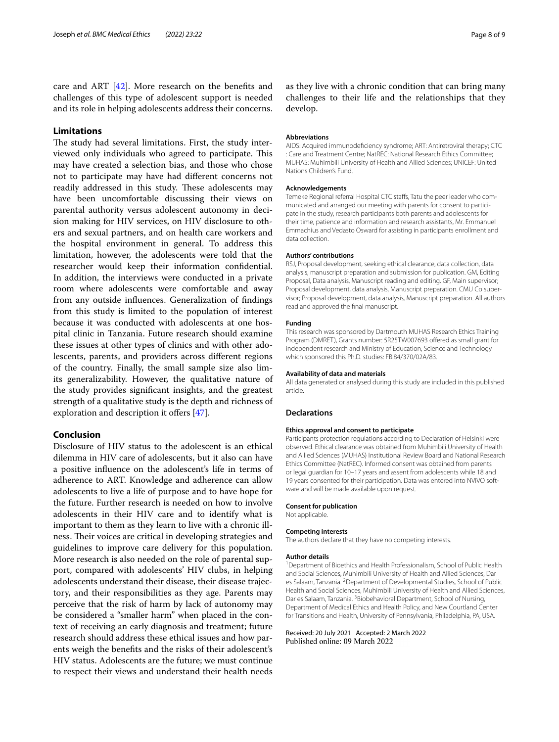care and ART [42]. More research on the benefits and challenges of this type of adolescent support is needed and its role in helping adolescents address their concerns.

## Limitations

The study had several limitations. First, the study interviewed only individuals who agreed to participate. This may have created a selection bias, and those who chose not to participate may have had different concerns not readily addressed in this study. These adolescents may have been uncomfortable discussing their views on parental authority versus adolescent autonomy in decision making for HIV services, on HIV disclosure to others and sexual partners, and on health care workers and the hospital environment in general. To address this limitation, however, the adolescents were told that the researcher would keep their information confidential. In addition, the interviews were conducted in a private room where adolescents were comfortable and away from any outside influences. Generalization of findings from this study is limited to the population of interest because it was conducted with adolescents at one hospital clinic in Tanzania. Future research should examine these issues at other types of clinics and with other adolescents, parents, and providers across different regions of the country. Finally, the small sample size also limits generalizability. However, the qualitative nature of the study provides significant insights, and the greatest strength of a qualitative study is the depth and richness of exploration and description it offers [47].

## Conclusion

Disclosure of HIV status to the adolescent is an ethical dilemma in HIV care of adolescents, but it also can have a positive influence on the adolescent's life in terms of adherence to ART. Knowledge and adherence can allow adolescents to live a life of purpose and to have hope for the future. Further research is needed on how to involve adolescents in their HIV care and to identify what is important to them as they learn to live with a chronic illness. Their voices are critical in developing strategies and guidelines to improve care delivery for this population. More research is also needed on the role of parental support, compared with adolescents' HIV clubs, in helping adolescents understand their disease, their disease trajectory, and their responsibilities as they age. Parents may perceive that the risk of harm by lack of autonomy may be considered a "smaller harm" when placed in the context of receiving an early diagnosis and treatment; future research should address these ethical issues and how parents weigh the benefits and the risks of their adolescent's HIV status. Adolescents are the future; we must continue to respect their views and understand their health needs as they live with a chronic condition that can bring many challenges to their life and the relationships that they develop.

#### Abbreviations

AIDS: Acquired immunodeficiency syndrome; ART: Antiretroviral therapy; CTC : Care and Treatment Centre; NatREC: National Research Ethics Committee; MUHAS: Muhimbili University of Health and Allied Sciences; UNICEF: United Nations Children's Fund.

#### Acknowledgements

Temeke Regional referral Hospital CTC staffs, Tatu the peer leader who communicated and arranged our meeting with parents for consent to participate in the study, research participants both parents and adolescents for their time, patience and information and research assistants, Mr. Emmanuel Emmachius and Vedasto Osward for assisting in participants enrollment and data collection.

#### Authors' contributions

RSJ, Proposal development, seeking ethical clearance, data collection, data analysis, manuscript preparation and submission for publication. GM, Editing Proposal, Data analysis, Manuscript reading and editing. GF, Main supervisor; Proposal development, data analysis, Manuscript preparation. CMU Co supervisor; Proposal development, data analysis, Manuscript preparation. All authors read and approved the final manuscript.

#### Funding

This research was sponsored by Dartmouth MUHAS Research Ethics Training Program (DMRET), Grants number: 5R25TW007693 offered as small grant for independent research and Ministry of Education, Science and Technology which sponsored this Ph.D. studies: FB.84/370/02A/83.

#### Availability of data and materials

All data generated or analysed during this study are included in this published article.

## Declarations

#### Ethics approval and consent to participate

Participants protection regulations according to Declaration of Helsinki were observed. Ethical clearance was obtained from Muhimbili University of Health and Allied Sciences (MUHAS) Institutional Review Board and National Research Ethics Committee (NatREC). Informed consent was obtained from parents or legal guardian for 10–17 years and assent from adolescents while 18 and 19 years consented for their participation. Data was entered into NVIVO software and will be made available upon request.

#### Consent for publication

Not applicable.

#### Competing interests

The authors declare that they have no competing interests.

#### Author details

[1]Department of Bioethics and Health Professionalism, School of Public Health and Social Sciences, Muhimbili University of Health and Allied Sciences, Dar es Salaam, Tanzania. [2]Department of Developmental Studies, School of Public Health and Social Sciences, Muhimbili University of Health and Allied Sciences, Dar es Salaam, Tanzania. [3]Biobehavioral Department, School of Nursing, Department of Medical Ethics and Health Policy, and New Courtland Center for Transitions and Health, University of Pennsylvania, Philadelphia, PA, USA.

Received: 20 July 2021 Accepted: 2 March 2022
Published online: 09 March 2022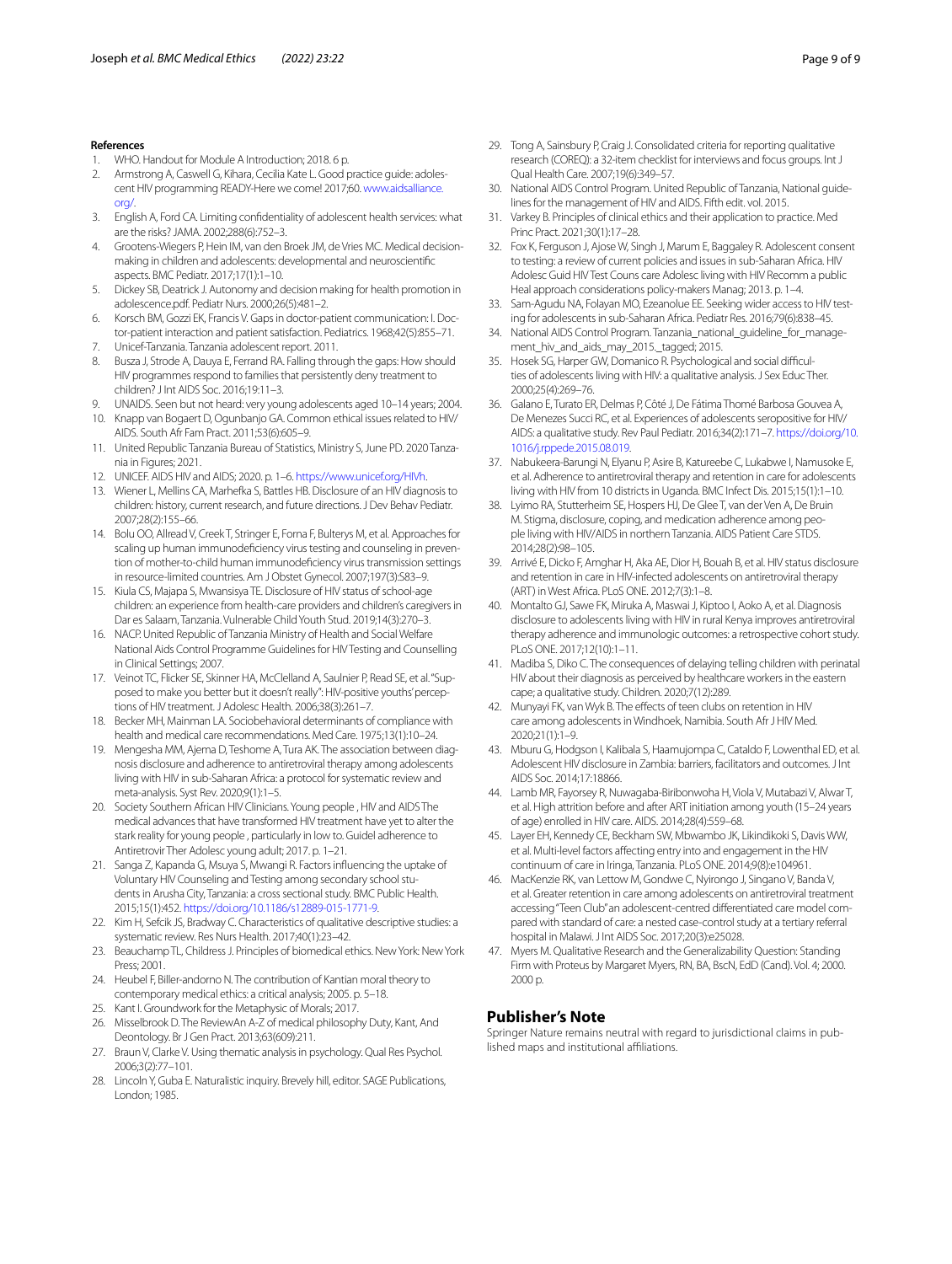## References

1. WHO. Handout for Module A Introduction; 2018. 6 p.
2. Armstrong A, Caswell G, Kihara, Cecilia Kate L. Good practice guide: adolescent HIV programming READY-Here we come! 2017;60. www.aidsalliance.org/.
3. English A, Ford CA. Limiting confidentiality of adolescent health services: what are the risks? JAMA. 2002;288(6):752–3.
4. Grootens-Wiegers P, Hein IM, van den Broek JM, de Vries MC. Medical decision-making in children and adolescents: developmental and neuroscientific aspects. BMC Pediatr. 2017;17(1):1–10.
5. Dickey SB, Deatrick J. Autonomy and decision making for health promotion in adolescence.pdf. Pediatr Nurs. 2000;26(5):481–2.
6. Korsch BM, Gozzi EK, Francis V. Gaps in doctor-patient communication: I. Doctor-patient interaction and patient satisfaction. Pediatrics. 1968;42(5):855–71.
7. Unicef-Tanzania. Tanzania adolescent report. 2011.
8. Busza J, Strode A, Dauya E, Ferrand RA. Falling through the gaps: How should HIV programmes respond to families that persistently deny treatment to children? J Int AIDS Soc. 2016;19:11–3.
9. UNAIDS. Seen but not heard: very young adolescents aged 10–14 years; 2004.
10. Knapp van Bogaert D, Ogunbanjo GA. Common ethical issues related to HIV/AIDS. South Afr Fam Pract. 2011;53(6):605–9.
11. United Republic Tanzania Bureau of Statistics, Ministry S, June PD. 2020 Tanzania in Figures; 2021.
12. UNICEF. AIDS HIV and AIDS; 2020. p. 1–6. https://www.unicef.org/HIVh.
13. Wiener L, Mellins CA, Marhefka S, Battles HB. Disclosure of an HIV diagnosis to children: history, current research, and future directions. J Dev Behav Pediatr. 2007;28(2):155–66.
14. Bolu OO, Allread V, Creek T, Stringer E, Forna F, Bulterys M, et al. Approaches for scaling up human immunodeficiency virus testing and counseling in prevention of mother-to-child human immunodeficiency virus transmission settings in resource-limited countries. Am J Obstet Gynecol. 2007;197(3):S83–9.
15. Kiula CS, Majapa S, Mwansisya TE. Disclosure of HIV status of school-age children: an experience from health-care providers and children's caregivers in Dar es Salaam, Tanzania. Vulnerable Child Youth Stud. 2019;14(3):270–3.
16. NACP. United Republic of Tanzania Ministry of Health and Social Welfare National Aids Control Programme Guidelines for HIV Testing and Counselling in Clinical Settings; 2007.
17. Veinot TC, Flicker SE, Skinner HA, McClelland A, Saulnier P, Read SE, et al. "Supposed to make you better but it doesn't really": HIV-positive youths' perceptions of HIV treatment. J Adolesc Health. 2006;38(3):261–7.
18. Becker MH, Mainman LA. Sociobehavioral determinants of compliance with health and medical care recommendations. Med Care. 1975;13(1):10–24.
19. Mengesha MM, Ajema D, Teshome A, Tura AK. The association between diagnosis disclosure and adherence to antiretroviral therapy among adolescents living with HIV in sub-Saharan Africa: a protocol for systematic review and meta-analysis. Syst Rev. 2020;9(1):1–5.
20. Society Southern African HIV Clinicians. Young people , HIV and AIDS The medical advances that have transformed HIV treatment have yet to alter the stark reality for young people , particularly in low to. Guidel adherence to Antiretrovir Ther Adolesc young adult; 2017. p. 1–21.
21. Sanga Z, Kapanda G, Msuya S, Mwangi R. Factors influencing the uptake of Voluntary HIV Counseling and Testing among secondary school students in Arusha City, Tanzania: a cross sectional study. BMC Public Health. 2015;15(1):452. https://doi.org/10.1186/s12889-015-1771-9.
22. Kim H, Sefcik JS, Bradway C. Characteristics of qualitative descriptive studies: a systematic review. Res Nurs Health. 2017;40(1):23–42.
23. Beauchamp TL, Childress J. Principles of biomedical ethics. New York: New York Press; 2001.
24. Heubel F, Biller-andorno N. The contribution of Kantian moral theory to contemporary medical ethics: a critical analysis; 2005. p. 5–18.
25. Kant I. Groundwork for the Metaphysic of Morals; 2017.
26. Misselbrook D. The ReviewAn A-Z of medical philosophy Duty, Kant, And Deontology. Br J Gen Pract. 2013;63(609):211.
27. Braun V, Clarke V. Using thematic analysis in psychology. Qual Res Psychol. 2006;3(2):77–101.
28. Lincoln Y, Guba E. Naturalistic inquiry. Brevely hill, editor. SAGE Publications, London; 1985.
29. Tong A, Sainsbury P, Craig J. Consolidated criteria for reporting qualitative research (COREQ): a 32-item checklist for interviews and focus groups. Int J Qual Health Care. 2007;19(6):349–57.
30. National AIDS Control Program. United Republic of Tanzania, National guidelines for the management of HIV and AIDS. Fifth edit. vol. 2015.
31. Varkey B. Principles of clinical ethics and their application to practice. Med Princ Pract. 2021;30(1):17–28.
32. Fox K, Ferguson J, Ajose W, Singh J, Marum E, Baggaley R. Adolescent consent to testing: a review of current policies and issues in sub-Saharan Africa. HIV Adolesc Guid HIV Test Couns care Adolesc living with HIV Recomm a public Heal approach considerations policy-makers Manag; 2013. p. 1–4.
33. Sam-Agudu NA, Folayan MO, Ezeanolue EE. Seeking wider access to HIV testing for adolescents in sub-Saharan Africa. Pediatr Res. 2016;79(6):838–45.
34. National AIDS Control Program. Tanzania_national_guideline_for_management_hiv_and_aids_may_2015._tagged; 2015.
35. Hosek SG, Harper GW, Domanico R. Psychological and social difficulties of adolescents living with HIV: a qualitative analysis. J Sex Educ Ther. 2000;25(4):269–76.
36. Galano E, Turato ER, Delmas P, Côté J, De Fátima Thomé Barbosa Gouvea A, De Menezes Succi RC, et al. Experiences of adolescents seropositive for HIV/AIDS: a qualitative study. Rev Paul Pediatr. 2016;34(2):171–7. https://doi.org/10.1016/j.rppede.2015.08.019.
37. Nabukeera-Barungi N, Elyanu P, Asire B, Katureebe C, Lukabwe I, Namusoke E, et al. Adherence to antiretroviral therapy and retention in care for adolescents living with HIV from 10 districts in Uganda. BMC Infect Dis. 2015;15(1):1–10.
38. Lyimo RA, Stutterheim SE, Hospers HJ, De Glee T, van der Ven A, De Bruin M. Stigma, disclosure, coping, and medication adherence among people living with HIV/AIDS in northern Tanzania. AIDS Patient Care STDS. 2014;28(2):98–105.
39. Arrivé E, Dicko F, Amghar H, Aka AE, Dior H, Bouah B, et al. HIV status disclosure and retention in care in HIV-infected adolescents on antiretroviral therapy (ART) in West Africa. PLoS ONE. 2012;7(3):1–8.
40. Montalto GJ, Sawe FK, Miruka A, Maswai J, Kiptoo I, Aoko A, et al. Diagnosis disclosure to adolescents living with HIV in rural Kenya improves antiretroviral therapy adherence and immunologic outcomes: a retrospective cohort study. PLoS ONE. 2017;12(10):1–11.
41. Madiba S, Diko C. The consequences of delaying telling children with perinatal HIV about their diagnosis as perceived by healthcare workers in the eastern cape; a qualitative study. Children. 2020;7(12):289.
42. Munyayi FK, van Wyk B. The effects of teen clubs on retention in HIV care among adolescents in Windhoek, Namibia. South Afr J HIV Med. 2020;21(1):1–9.
43. Mburu G, Hodgson I, Kalibala S, Haamujompa C, Cataldo F, Lowenthal ED, et al. Adolescent HIV disclosure in Zambia: barriers, facilitators and outcomes. J Int AIDS Soc. 2014;17:18866.
44. Lamb MR, Fayorsey R, Nuwagaba-Biribonwoha H, Viola V, Mutabazi V, Alwar T, et al. High attrition before and after ART initiation among youth (15–24 years of age) enrolled in HIV care. AIDS. 2014;28(4):559–68.
45. Layer EH, Kennedy CE, Beckham SW, Mbwambo JK, Likindikoki S, Davis WW, et al. Multi-level factors affecting entry into and engagement in the HIV continuum of care in Iringa, Tanzania. PLoS ONE. 2014;9(8):e104961.
46. MacKenzie RK, van Lettow M, Gondwe C, Nyirongo J, Singano V, Banda V, et al. Greater retention in care among adolescents on antiretroviral treatment accessing "Teen Club" an adolescent-centred differentiated care model compared with standard of care: a nested case-control study at a tertiary referral hospital in Malawi. J Int AIDS Soc. 2017;20(3):e25028.
47. Myers M. Qualitative Research and the Generalizability Question: Standing Firm with Proteus by Margaret Myers, RN, BA, BscN, EdD (Cand). Vol. 4; 2000. 2000 p.

## Publisher's Note

Springer Nature remains neutral with regard to jurisdictional claims in published maps and institutional affiliations.